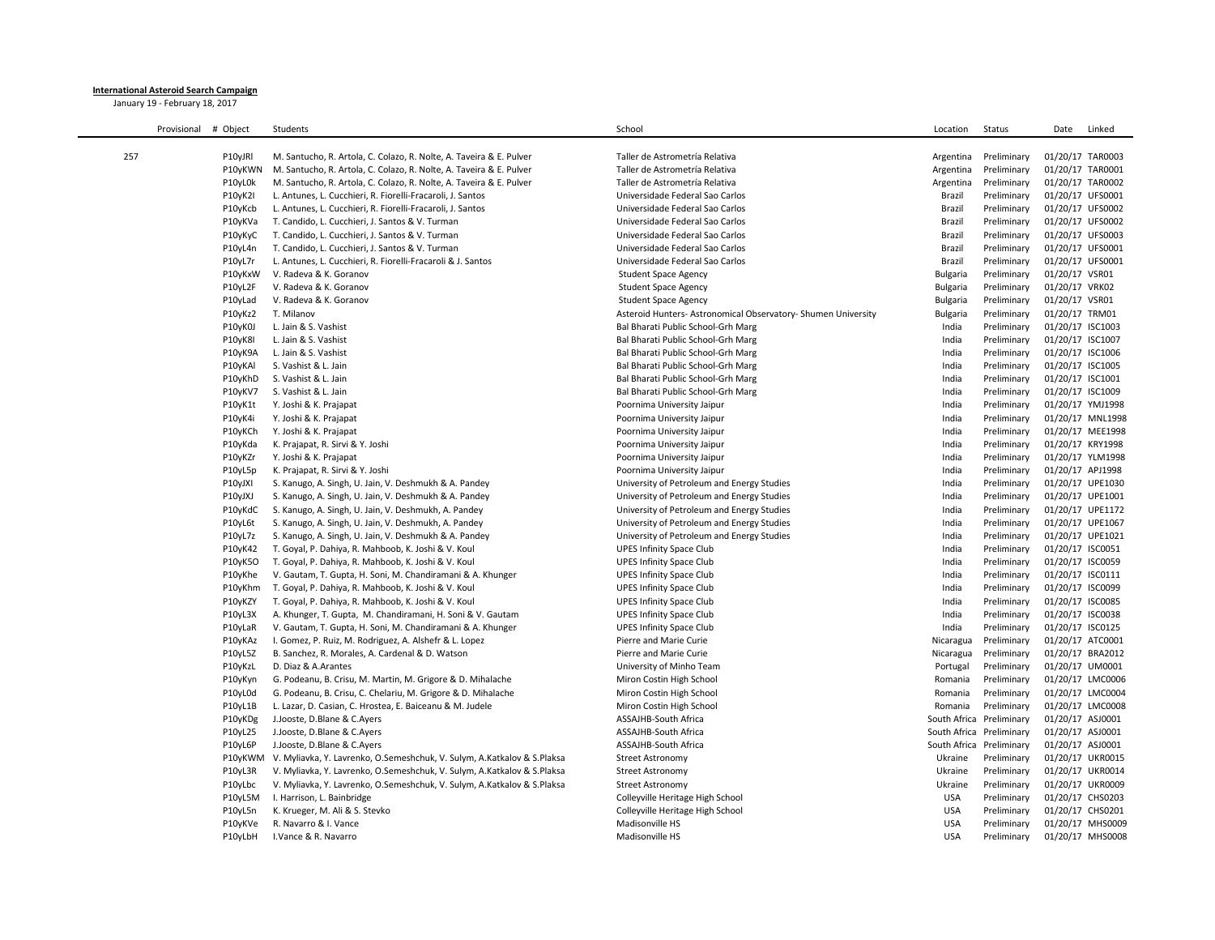**International Asteroid Search Campaign**

January 19 - February 18, 2017

| Provisional | # Object | Students | School | Location | Status | Date | Linked |
|---|---|---|---|---|---|---|---|
| 257 | P10yJRl | M. Santucho, R. Artola, C. Colazo, R. Nolte, A. Taveira & E. Pulver | Taller de Astrometría Relativa | Argentina | Preliminary | 01/20/17 | TAR0003 |
| | P10yKWN | M. Santucho, R. Artola, C. Colazo, R. Nolte, A. Taveira & E. Pulver | Taller de Astrometría Relativa | Argentina | Preliminary | 01/20/17 | TAR0001 |
| | P10yL0k | M. Santucho, R. Artola, C. Colazo, R. Nolte, A. Taveira & E. Pulver | Taller de Astrometría Relativa | Argentina | Preliminary | 01/20/17 | TAR0002 |
| | P10yK2l | L. Antunes, L. Cucchieri, R. Fiorelli-Fracaroli, J. Santos | Universidade Federal Sao Carlos | Brazil | Preliminary | 01/20/17 | UFS0001 |
| | P10yKcb | L. Antunes, L. Cucchieri, R. Fiorelli-Fracaroli, J. Santos | Universidade Federal Sao Carlos | Brazil | Preliminary | 01/20/17 | UFS0002 |
| | P10yKVa | T. Candido, L. Cucchieri, J. Santos & V. Turman | Universidade Federal Sao Carlos | Brazil | Preliminary | 01/20/17 | UFS0002 |
| | P10yKyC | T. Candido, L. Cucchieri, J. Santos & V. Turman | Universidade Federal Sao Carlos | Brazil | Preliminary | 01/20/17 | UFS0003 |
| | P10yL4n | T. Candido, L. Cucchieri, J. Santos & V. Turman | Universidade Federal Sao Carlos | Brazil | Preliminary | 01/20/17 | UFS0001 |
| | P10yL7r | L. Antunes, L. Cucchieri, R. Fiorelli-Fracaroli & J. Santos | Universidade Federal Sao Carlos | Brazil | Preliminary | 01/20/17 | UFS0001 |
| | P10yKxW | V. Radeva & K. Goranov | Student Space Agency | Bulgaria | Preliminary | 01/20/17 | VSR01 |
| | P10yL2F | V. Radeva & K. Goranov | Student Space Agency | Bulgaria | Preliminary | 01/20/17 | VRK02 |
| | P10yLad | V. Radeva & K. Goranov | Student Space Agency | Bulgaria | Preliminary | 01/20/17 | VSR01 |
| | P10yKz2 | T. Milanov | Asteroid Hunters- Astronomical Observatory- Shumen University | Bulgaria | Preliminary | 01/20/17 | TRM01 |
| | P10yK0J | L. Jain & S. Vashist | Bal Bharati Public School-Grh Marg | India | Preliminary | 01/20/17 | ISC1003 |
| | P10yK8I | L. Jain & S. Vashist | Bal Bharati Public School-Grh Marg | India | Preliminary | 01/20/17 | ISC1007 |
| | P10yK9A | L. Jain & S. Vashist | Bal Bharati Public School-Grh Marg | India | Preliminary | 01/20/17 | ISC1006 |
| | P10yKAl | S. Vashist & L. Jain | Bal Bharati Public School-Grh Marg | India | Preliminary | 01/20/17 | ISC1005 |
| | P10yKhD | S. Vashist & L. Jain | Bal Bharati Public School-Grh Marg | India | Preliminary | 01/20/17 | ISC1001 |
| | P10yKV7 | S. Vashist & L. Jain | Bal Bharati Public School-Grh Marg | India | Preliminary | 01/20/17 | ISC1009 |
| | P10yK1t | Y. Joshi & K. Prajapat | Poornima University Jaipur | India | Preliminary | 01/20/17 | YMJ1998 |
| | P10yK4i | Y. Joshi & K. Prajapat | Poornima University Jaipur | India | Preliminary | 01/20/17 | MNL1998 |
| | P10yKCh | Y. Joshi & K. Prajapat | Poornima University Jaipur | India | Preliminary | 01/20/17 | MEE1998 |
| | P10yKda | K. Prajapat, R. Sirvi & Y. Joshi | Poornima University Jaipur | India | Preliminary | 01/20/17 | KRY1998 |
| | P10yKZr | Y. Joshi & K. Prajapat | Poornima University Jaipur | India | Preliminary | 01/20/17 | YLM1998 |
| | P10yL5p | K. Prajapat, R. Sirvi & Y. Joshi | Poornima University Jaipur | India | Preliminary | 01/20/17 | APJ1998 |
| | P10yJXl | S. Kanugo, A. Singh, U. Jain, V. Deshmukh & A. Pandey | University of Petroleum and Energy Studies | India | Preliminary | 01/20/17 | UPE1030 |
| | P10yJXJ | S. Kanugo, A. Singh, U. Jain, V. Deshmukh & A. Pandey | University of Petroleum and Energy Studies | India | Preliminary | 01/20/17 | UPE1001 |
| | P10yKdC | S. Kanugo, A. Singh, U. Jain, V. Deshmukh, A. Pandey | University of Petroleum and Energy Studies | India | Preliminary | 01/20/17 | UPE1172 |
| | P10yL6t | S. Kanugo, A. Singh, U. Jain, V. Deshmukh, A. Pandey | University of Petroleum and Energy Studies | India | Preliminary | 01/20/17 | UPE1067 |
| | P10yL7z | S. Kanugo, A. Singh, U. Jain, V. Deshmukh & A. Pandey | University of Petroleum and Energy Studies | India | Preliminary | 01/20/17 | UPE1021 |
| | P10yK42 | T. Goyal, P. Dahiya, R. Mahboob, K. Joshi & V. Koul | UPES Infinity Space Club | India | Preliminary | 01/20/17 | ISC0051 |
| | P10yK5O | T. Goyal, P. Dahiya, R. Mahboob, K. Joshi & V. Koul | UPES Infinity Space Club | India | Preliminary | 01/20/17 | ISC0059 |
| | P10yKhe | V. Gautam, T. Gupta, H. Soni, M. Chandiramani & A. Khunger | UPES Infinity Space Club | India | Preliminary | 01/20/17 | ISC0111 |
| | P10yKhm | T. Goyal, P. Dahiya, R. Mahboob, K. Joshi & V. Koul | UPES Infinity Space Club | India | Preliminary | 01/20/17 | ISC0099 |
| | P10yKZY | T. Goyal, P. Dahiya, R. Mahboob, K. Joshi & V. Koul | UPES Infinity Space Club | India | Preliminary | 01/20/17 | ISC0085 |
| | P10yL3X | A. Khunger, T. Gupta, M. Chandiramani, H. Soni & V. Gautam | UPES Infinity Space Club | India | Preliminary | 01/20/17 | ISC0038 |
| | P10yLaR | V. Gautam, T. Gupta, H. Soni, M. Chandiramani & A. Khunger | UPES Infinity Space Club | India | Preliminary | 01/20/17 | ISC0125 |
| | P10yKAz | I. Gomez, P. Ruiz, M. Rodriguez, A. Alshefr & L. Lopez | Pierre and Marie Curie | Nicaragua | Preliminary | 01/20/17 | ATC0001 |
| | P10yL5Z | B. Sanchez, R. Morales, A. Cardenal & D. Watson | Pierre and Marie Curie | Nicaragua | Preliminary | 01/20/17 | BRA2012 |
| | P10yKzL | D. Diaz & A.Arantes | University of Minho Team | Portugal | Preliminary | 01/20/17 | UM0001 |
| | P10yKyn | G. Podeanu, B. Crisu, M. Martin, M. Grigore & D. Mihalache | Miron Costin High School | Romania | Preliminary | 01/20/17 | LMC0006 |
| | P10yL0d | G. Podeanu, B. Crisu, C. Chelariu, M. Grigore & D. Mihalache | Miron Costin High School | Romania | Preliminary | 01/20/17 | LMC0004 |
| | P10yL1B | L. Lazar, D. Casian, C. Hrostea, E. Baiceanu & M. Judele | Miron Costin High School | Romania | Preliminary | 01/20/17 | LMC0008 |
| | P10yKDg | J.Jooste, D.Blane & C.Ayers | ASSAJHB-South Africa | South Africa | Preliminary | 01/20/17 | ASJ0001 |
| | P10yL25 | J.Jooste, D.Blane & C.Ayers | ASSAJHB-South Africa | South Africa | Preliminary | 01/20/17 | ASJ0001 |
| | P10yL6P | J.Jooste, D.Blane & C.Ayers | ASSAJHB-South Africa | South Africa | Preliminary | 01/20/17 | ASJ0001 |
| | P10yKWM | V. Myliavka, Y. Lavrenko, O.Semeshchuk, V. Sulym, A.Katkalov & S.Plaksa | Street Astronomy | Ukraine | Preliminary | 01/20/17 | UKR0015 |
| | P10yL3R | V. Myliavka, Y. Lavrenko, O.Semeshchuk, V. Sulym, A.Katkalov & S.Plaksa | Street Astronomy | Ukraine | Preliminary | 01/20/17 | UKR0014 |
| | P10yLbc | V. Myliavka, Y. Lavrenko, O.Semeshchuk, V. Sulym, A.Katkalov & S.Plaksa | Street Astronomy | Ukraine | Preliminary | 01/20/17 | UKR0009 |
| | P10yL5M | I. Harrison, L. Bainbridge | Colleyville Heritage High School | USA | Preliminary | 01/20/17 | CHS0203 |
| | P10yL5n | K. Krueger, M. Ali & S. Stevko | Colleyville Heritage High School | USA | Preliminary | 01/20/17 | CHS0201 |
| | P10yKVe | R. Navarro & I. Vance | Madisonville HS | USA | Preliminary | 01/20/17 | MHS0009 |
| | P10yLbH | I.Vance & R. Navarro | Madisonville HS | USA | Preliminary | 01/20/17 | MHS0008 |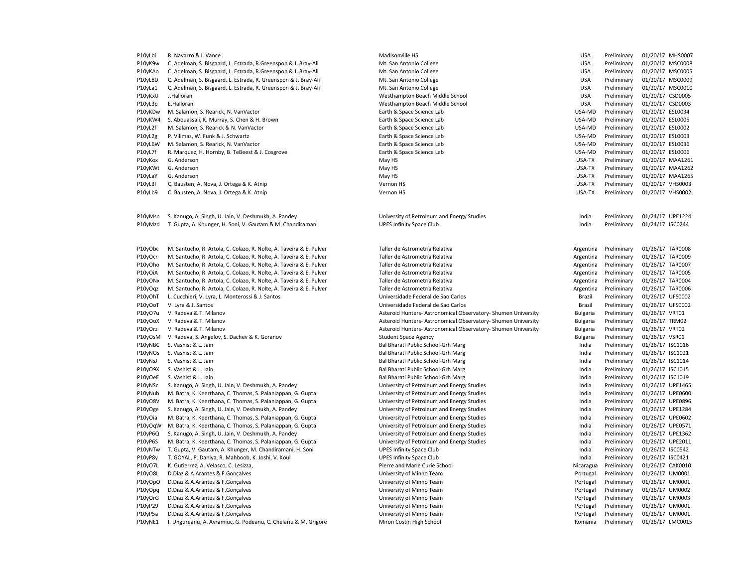| | | | | | | |
|---|---|---|---|---|---|---|
| P10yLbi | R. Navarro & I. Vance | Madisonville HS | USA | Preliminary | 01/20/17 | MHS0007 |
| P10yK9w | C. Adelman, S. Bisgaard, L. Estrada, R.Greenspon & J. Bray-Ali | Mt. San Antonio College | USA | Preliminary | 01/20/17 | MSC0008 |
| P10yKAo | C. Adelman, S. Bisgaard, L. Estrada, R.Greenspon & J. Bray-Ali | Mt. San Antonio College | USA | Preliminary | 01/20/17 | MSC0005 |
| P10yL8D | C. Adelman, S. Bisgaard, L. Estrada, R. Greenspon & J. Bray-Ali | Mt. San Antonio College | USA | Preliminary | 01/20/17 | MSC0009 |
| P10yLa1 | C. Adelman, S. Bisgaard, L. Estrada, R. Greenspon & J. Bray-Ali | Mt. San Antonio College | USA | Preliminary | 01/20/17 | MSC0010 |
| P10yKxU | J.Halloran | Westhampton Beach Middle School | USA | Preliminary | 01/20/17 | CSD0005 |
| P10yL3p | E.Halloran | Westhampton Beach Middle School | USA | Preliminary | 01/20/17 | CSD0003 |
| P10yKDw | M. Salamon, S. Rearick, N. VanVactor | Earth & Space Science Lab | USA-MD | Preliminary | 01/20/17 | ESL0034 |
| P10yKW4 | S. Abouassali, K. Murray, S. Chen & H. Brown | Earth & Space Science Lab | USA-MD | Preliminary | 01/20/17 | ESL0005 |
| P10yL2f | M. Salamon, S. Rearick & N. VanVactor | Earth & Space Science Lab | USA-MD | Preliminary | 01/20/17 | ESL0002 |
| P10yL2g | P. Vilimas, W. Funk & J. Schwartz | Earth & Space Science Lab | USA-MD | Preliminary | 01/20/17 | ESL0003 |
| P10yL6W | M. Salamon, S. Rearick, N. VanVactor | Earth & Space Science Lab | USA-MD | Preliminary | 01/20/17 | ESL0036 |
| P10yL7f | R. Marquez, H. Hornby, B. TeBeest & J. Cosgrove | Earth & Space Science Lab | USA-MD | Preliminary | 01/20/17 | ESL0006 |
| P10yKox | G. Anderson | May HS | USA-TX | Preliminary | 01/20/17 | MAA1261 |
| P10yKWt | G. Anderson | May HS | USA-TX | Preliminary | 01/20/17 | MAA1262 |
| P10yLaY | G. Anderson | May HS | USA-TX | Preliminary | 01/20/17 | MAA1265 |
| P10yL3l | C. Bausten, A. Nova, J. Ortega & K. Atnip | Vernon HS | USA-TX | Preliminary | 01/20/17 | VHS0003 |
| P10yLb9 | C. Bausten, A. Nova, J. Ortega & K. Atnip | Vernon HS | USA-TX | Preliminary | 01/20/17 | VHS0002 |
| | | | | | | |
| P10yMsn | S. Kanugo, A. Singh, U. Jain, V. Deshmukh, A. Pandey | University of Petroleum and Energy Studies | India | Preliminary | 01/24/17 | UPE1224 |
| P10yMzd | T. Gupta, A. Khunger, H. Soni, V. Gautam & M. Chandiramani | UPES Infinity Space Club | India | Preliminary | 01/24/17 | ISC0244 |
| | | | | | | |
| P10yObc | M. Santucho, R. Artola, C. Colazo, R. Nolte, A. Taveira & E. Pulver | Taller de Astrometría Relativa | Argentina | Preliminary | 01/26/17 | TAR0008 |
| P10yOcr | M. Santucho, R. Artola, C. Colazo, R. Nolte, A. Taveira & E. Pulver | Taller de Astrometría Relativa | Argentina | Preliminary | 01/26/17 | TAR0009 |
| P10yOho | M. Santucho, R. Artola, C. Colazo, R. Nolte, A. Taveira & E. Pulver | Taller de Astrometría Relativa | Argentina | Preliminary | 01/26/17 | TAR0007 |
| P10yOiA | M. Santucho, R. Artola, C. Colazo, R. Nolte, A. Taveira & E. Pulver | Taller de Astrometría Relativa | Argentina | Preliminary | 01/26/17 | TAR0005 |
| P10yONx | M. Santucho, R. Artola, C. Colazo, R. Nolte, A. Taveira & E. Pulver | Taller de Astrometría Relativa | Argentina | Preliminary | 01/26/17 | TAR0004 |
| P10yOqz | M. Santucho, R. Artola, C. Colazo, R. Nolte, A. Taveira & E. Pulver | Taller de Astrometría Relativa | Argentina | Preliminary | 01/26/17 | TAR0006 |
| P10yOhT | L. Cucchieri, V. Lyra, L. Monterossi & J. Santos | Universidade Federal de Sao Carlos | Brazil | Preliminary | 01/26/17 | UFS0002 |
| P10yOoT | V. Lyra & J. Santos | Universidade Federal de Sao Carlos | Brazil | Preliminary | 01/26/17 | UFS0002 |
| P10yO7u | V. Radeva & T. Milanov | Asteroid Hunters- Astronomical Observatory- Shumen University | Bulgaria | Preliminary | 01/26/17 | VRT01 |
| P10yOoX | V. Radeva & T. Milanov | Asteroid Hunters- Astronomical Observatory- Shumen University | Bulgaria | Preliminary | 01/26/17 | TRM02 |
| P10yOrz | V. Radeva & T. Milanov | Asteroid Hunters- Astronomical Observatory- Shumen University | Bulgaria | Preliminary | 01/26/17 | VRT02 |
| P10yOsM | V. Radeva, S. Angelov, S. Dachev & K. Goranov | Student Space Agency | Bulgaria | Preliminary | 01/26/17 | VSR01 |
| P10yNBC | S. Vashist & L. Jain | Bal Bharati Public School-Grh Marg | India | Preliminary | 01/26/17 | ISC1016 |
| P10yNOs | S. Vashist & L. Jain | Bal Bharati Public School-Grh Marg | India | Preliminary | 01/26/17 | ISC1021 |
| P10yNsJ | S. Vashist & L. Jain | Bal Bharati Public School-Grh Marg | India | Preliminary | 01/26/17 | ISC1014 |
| P10yO9X | S. Vashist & L. Jain | Bal Bharati Public School-Grh Marg | India | Preliminary | 01/26/17 | ISC1015 |
| P10yOeE | S. Vashist & L. Jain | Bal Bharati Public School-Grh Marg | India | Preliminary | 01/26/17 | ISC1019 |
| P10yNSc | S. Kanugo, A. Singh, U. Jain, V. Deshmukh, A. Pandey | University of Petroleum and Energy Studies | India | Preliminary | 01/26/17 | UPE1465 |
| P10yNub | M. Batra, K. Keerthana, C. Thomas, S. Palaniappan, G. Gupta | University of Petroleum and Energy Studies | India | Preliminary | 01/26/17 | UPE0600 |
| P10yO8V | M. Batra, K. Keerthana, C. Thomas, S. Palaniappan, G. Gupta | University of Petroleum and Energy Studies | India | Preliminary | 01/26/17 | UPE0896 |
| P10yOge | S. Kanugo, A. Singh, U. Jain, V. Deshmukh, A. Pandey | University of Petroleum and Energy Studies | India | Preliminary | 01/26/17 | UPE1284 |
| P10yOia | M. Batra, K. Keerthana, C. Thomas, S. Palaniappan, G. Gupta | University of Petroleum and Energy Studies | India | Preliminary | 01/26/17 | UPE0602 |
| P10yOqW | M. Batra, K. Keerthana, C. Thomas, S. Palaniappan, G. Gupta | University of Petroleum and Energy Studies | India | Preliminary | 01/26/17 | UPE0571 |
| P10yP6Q | S. Kanugo, A. Singh, U. Jain, V. Deshmukh, A. Pandey | University of Petroleum and Energy Studies | India | Preliminary | 01/26/17 | UPE1362 |
| P10yP6S | M. Batra, K. Keerthana, C. Thomas, S. Palaniappan, G. Gupta | University of Petroleum and Energy Studies | India | Preliminary | 01/26/17 | UPE2011 |
| P10yNTw | T. Gupta, V. Gautam, A. Khunger, M. Chandiramani, H. Soni | UPES Infinity Space Club | India | Preliminary | 01/26/17 | ISC0542 |
| P10yP8y | T. GOYAL, P. Dahiya, R. Mahboob, K. Joshi, V. Koul | UPES Infinity Space Club | India | Preliminary | 01/26/17 | ISC0421 |
| P10yO7L | K. Gutierrez, A. Velasco, C. Lesizza, | Pierre and Marie Curie School | Nicaragua | Preliminary | 01/26/17 | CAK0010 |
| P10yO8L | D.Diaz & A.Arantes & F.Gonçalves | University of Minho Team | Portugal | Preliminary | 01/26/17 | UM0001 |
| P10yOpO | D.Diaz & A.Arantes & F.Gonçalves | University of Minho Team | Portugal | Preliminary | 01/26/17 | UM0001 |
| P10yOpq | D.Diaz & A.Arantes & F.Gonçalves | University of Minho Team | Portugal | Preliminary | 01/26/17 | UM0002 |
| P10yOrG | D.Diaz & A.Arantes & F.Gonçalves | University of Minho Team | Portugal | Preliminary | 01/26/17 | UM0003 |
| P10yP29 | D.Diaz & A.Arantes & F.Gonçalves | University of Minho Team | Portugal | Preliminary | 01/26/17 | UM0001 |
| P10yP5a | D.Diaz & A.Arantes & F.Gonçalves | University of Minho Team | Portugal | Preliminary | 01/26/17 | UM0001 |
| P10yNE1 | I. Ungureanu, A. Avramiuc, G. Podeanu, C. Chelariu & M. Grigore | Miron Costin High School | Romania | Preliminary | 01/26/17 | LMC0015 |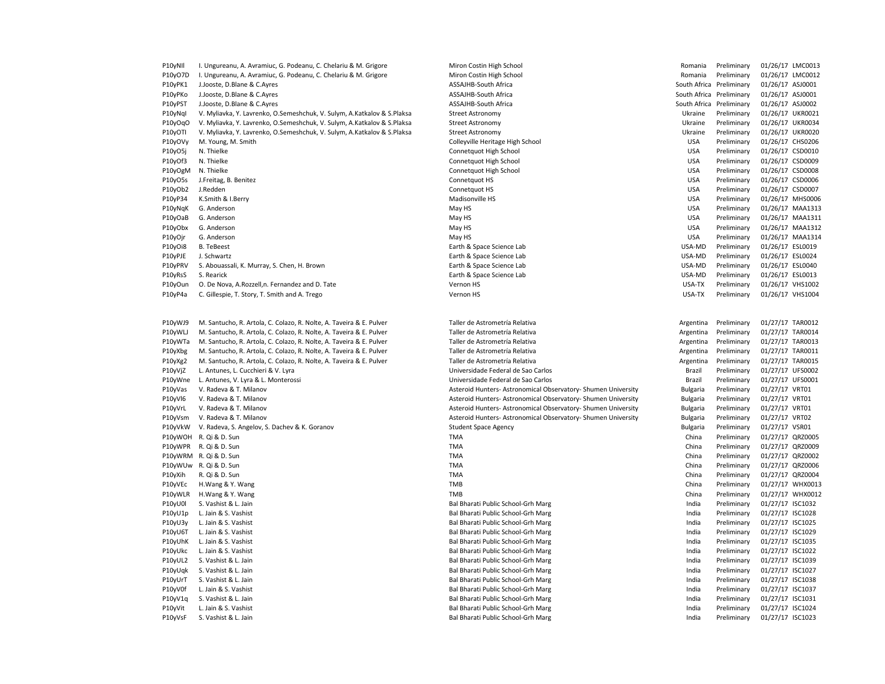| | | | | | | |
|---|---|---|---|---|---|---|
| P10yNIl | I. Ungureanu, A. Avramiuc, G. Podeanu, C. Chelariu & M. Grigore | Miron Costin High School | Romania | Preliminary | 01/26/17 | LMC0013 |
| P10yO7D | I. Ungureanu, A. Avramiuc, G. Podeanu, C. Chelariu & M. Grigore | Miron Costin High School | Romania | Preliminary | 01/26/17 | LMC0012 |
| P10yPK1 | J.Jooste, D.Blane & C.Ayres | ASSAJHB-South Africa | South Africa | Preliminary | 01/26/17 | ASJ0001 |
| P10yPKo | J.Jooste, D.Blane & C.Ayres | ASSAJHB-South Africa | South Africa | Preliminary | 01/26/17 | ASJ0001 |
| P10yPST | J.Jooste, D.Blane & C.Ayres | ASSAJHB-South Africa | South Africa | Preliminary | 01/26/17 | ASJ0002 |
| P10yNql | V. Myliavka, Y. Lavrenko, O.Semeshchuk, V. Sulym, A.Katkalov & S.Plaksa | Street Astronomy | Ukraine | Preliminary | 01/26/17 | UKR0021 |
| P10yOqO | V. Myliavka, Y. Lavrenko, O.Semeshchuk, V. Sulym, A.Katkalov & S.Plaksa | Street Astronomy | Ukraine | Preliminary | 01/26/17 | UKR0034 |
| P10yOTI | V. Myliavka, Y. Lavrenko, O.Semeshchuk, V. Sulym, A.Katkalov & S.Plaksa | Street Astronomy | Ukraine | Preliminary | 01/26/17 | UKR0020 |
| P10yOVy | M. Young, M. Smith | Colleyville Heritage High School | USA | Preliminary | 01/26/17 | CHS0206 |
| P10yO5j | N. Thielke | Connetquot High School | USA | Preliminary | 01/26/17 | CSD0010 |
| P10yOf3 | N. Thielke | Connetquot High School | USA | Preliminary | 01/26/17 | CSD0009 |
| P10yOgM | N. Thielke | Connetquot High School | USA | Preliminary | 01/26/17 | CSD0008 |
| P10yO5s | J.Freitag, B. Benitez | Connetquot HS | USA | Preliminary | 01/26/17 | CSD0006 |
| P10yOb2 | J.Redden | Connetquot HS | USA | Preliminary | 01/26/17 | CSD0007 |
| P10yP34 | K.Smith & I.Berry | Madisonville HS | USA | Preliminary | 01/26/17 | MHS0006 |
| P10yNqK | G. Anderson | May HS | USA | Preliminary | 01/26/17 | MAA1313 |
| P10yOaB | G. Anderson | May HS | USA | Preliminary | 01/26/17 | MAA1311 |
| P10yObx | G. Anderson | May HS | USA | Preliminary | 01/26/17 | MAA1312 |
| P10yOjr | G. Anderson | May HS | USA | Preliminary | 01/26/17 | MAA1314 |
| P10yOi8 | B. TeBeest | Earth & Space Science Lab | USA-MD | Preliminary | 01/26/17 | ESL0019 |
| P10yPJE | J. Schwartz | Earth & Space Science Lab | USA-MD | Preliminary | 01/26/17 | ESL0024 |
| P10yPRV | S. Abouassali, K. Murray, S. Chen, H. Brown | Earth & Space Science Lab | USA-MD | Preliminary | 01/26/17 | ESL0040 |
| P10yRsS | S. Rearick | Earth & Space Science Lab | USA-MD | Preliminary | 01/26/17 | ESL0013 |
| P10yOun | O. De Nova, A.Rozzell,n. Fernandez and D. Tate | Vernon HS | USA-TX | Preliminary | 01/26/17 | VHS1002 |
| P10yP4a | C. Gillespie, T. Story, T. Smith and A. Trego | Vernon HS | USA-TX | Preliminary | 01/26/17 | VHS1004 |
| | | | | | | |
| P10yWJ9 | M. Santucho, R. Artola, C. Colazo, R. Nolte, A. Taveira & E. Pulver | Taller de Astrometría Relativa | Argentina | Preliminary | 01/27/17 | TAR0012 |
| P10yWLJ | M. Santucho, R. Artola, C. Colazo, R. Nolte, A. Taveira & E. Pulver | Taller de Astrometría Relativa | Argentina | Preliminary | 01/27/17 | TAR0014 |
| P10yWTa | M. Santucho, R. Artola, C. Colazo, R. Nolte, A. Taveira & E. Pulver | Taller de Astrometría Relativa | Argentina | Preliminary | 01/27/17 | TAR0013 |
| P10yXbg | M. Santucho, R. Artola, C. Colazo, R. Nolte, A. Taveira & E. Pulver | Taller de Astrometría Relativa | Argentina | Preliminary | 01/27/17 | TAR0011 |
| P10yXg2 | M. Santucho, R. Artola, C. Colazo, R. Nolte, A. Taveira & E. Pulver | Taller de Astrometría Relativa | Argentina | Preliminary | 01/27/17 | TAR0015 |
| P10yVjZ | L. Antunes, L. Cucchieri & V. Lyra | Universidade Federal de Sao Carlos | Brazil | Preliminary | 01/27/17 | UFS0002 |
| P10yWne | L. Antunes, V. Lyra & L. Monterossi | Universidade Federal de Sao Carlos | Brazil | Preliminary | 01/27/17 | UFS0001 |
| P10yVas | V. Radeva & T. Milanov | Asteroid Hunters- Astronomical Observatory- Shumen University | Bulgaria | Preliminary | 01/27/17 | VRT01 |
| P10yVl6 | V. Radeva & T. Milanov | Asteroid Hunters- Astronomical Observatory- Shumen University | Bulgaria | Preliminary | 01/27/17 | VRT01 |
| P10yVrL | V. Radeva & T. Milanov | Asteroid Hunters- Astronomical Observatory- Shumen University | Bulgaria | Preliminary | 01/27/17 | VRT01 |
| P10yVsm | V. Radeva & T. Milanov | Asteroid Hunters- Astronomical Observatory- Shumen University | Bulgaria | Preliminary | 01/27/17 | VRT02 |
| P10yVkW | V. Radeva, S. Angelov, S. Dachev & K. Goranov | Student Space Agency | Bulgaria | Preliminary | 01/27/17 | VSR01 |
| P10yWOH | R. Qi & D. Sun | TMA | China | Preliminary | 01/27/17 | QRZ0005 |
| P10yWPR | R. Qi & D. Sun | TMA | China | Preliminary | 01/27/17 | QRZ0009 |
| P10yWRM | R. Qi & D. Sun | TMA | China | Preliminary | 01/27/17 | QRZ0002 |
| P10yWUw | R. Qi & D. Sun | TMA | China | Preliminary | 01/27/17 | QRZ0006 |
| P10yXih | R. Qi & D. Sun | TMA | China | Preliminary | 01/27/17 | QRZ0004 |
| P10yVEc | H.Wang & Y. Wang | TMB | China | Preliminary | 01/27/17 | WHX0013 |
| P10yWLR | H.Wang & Y. Wang | TMB | China | Preliminary | 01/27/17 | WHX0012 |
| P10yU0l | S. Vashist & L. Jain | Bal Bharati Public School-Grh Marg | India | Preliminary | 01/27/17 | ISC1032 |
| P10yU1p | L. Jain & S. Vashist | Bal Bharati Public School-Grh Marg | India | Preliminary | 01/27/17 | ISC1028 |
| P10yU3y | L. Jain & S. Vashist | Bal Bharati Public School-Grh Marg | India | Preliminary | 01/27/17 | ISC1025 |
| P10yU6T | L. Jain & S. Vashist | Bal Bharati Public School-Grh Marg | India | Preliminary | 01/27/17 | ISC1029 |
| P10yUhK | L. Jain & S. Vashist | Bal Bharati Public School-Grh Marg | India | Preliminary | 01/27/17 | ISC1035 |
| P10yUkc | L. Jain & S. Vashist | Bal Bharati Public School-Grh Marg | India | Preliminary | 01/27/17 | ISC1022 |
| P10yUL2 | S. Vashist & L. Jain | Bal Bharati Public School-Grh Marg | India | Preliminary | 01/27/17 | ISC1039 |
| P10yUqk | S. Vashist & L. Jain | Bal Bharati Public School-Grh Marg | India | Preliminary | 01/27/17 | ISC1027 |
| P10yUrT | S. Vashist & L. Jain | Bal Bharati Public School-Grh Marg | India | Preliminary | 01/27/17 | ISC1038 |
| P10yV0f | L. Jain & S. Vashist | Bal Bharati Public School-Grh Marg | India | Preliminary | 01/27/17 | ISC1037 |
| P10yV1q | S. Vashist & L. Jain | Bal Bharati Public School-Grh Marg | India | Preliminary | 01/27/17 | ISC1031 |
| P10yVit | L. Jain & S. Vashist | Bal Bharati Public School-Grh Marg | India | Preliminary | 01/27/17 | ISC1024 |
| P10yVsF | S. Vashist & L. Jain | Bal Bharati Public School-Grh Marg | India | Preliminary | 01/27/17 | ISC1023 |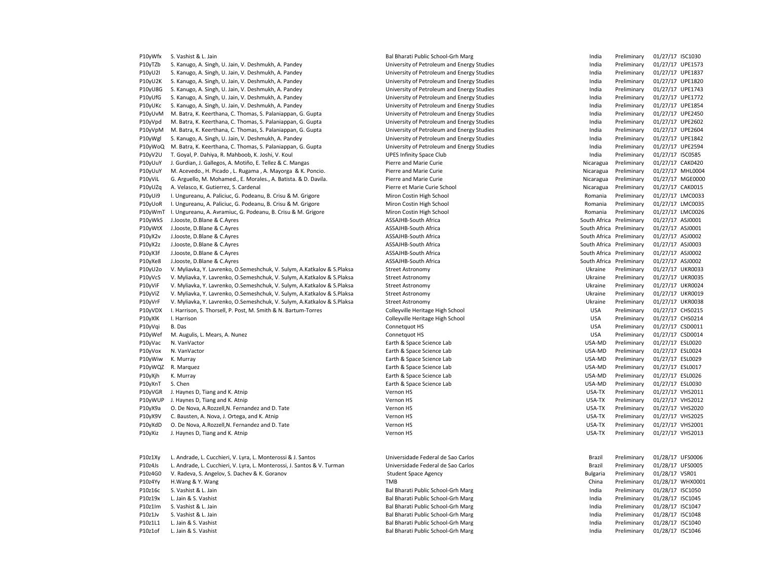| | | | | | | |
|---|---|---|---|---|---|---|
| P10yWfx | S. Vashist & L. Jain | Bal Bharati Public School-Grh Marg | India | Preliminary | 01/27/17 | ISC1030 |
| P10yTZb | S. Kanugo, A. Singh, U. Jain, V. Deshmukh, A. Pandey | University of Petroleum and Energy Studies | India | Preliminary | 01/27/17 | UPE1573 |
| P10yU2I | S. Kanugo, A. Singh, U. Jain, V. Deshmukh, A. Pandey | University of Petroleum and Energy Studies | India | Preliminary | 01/27/17 | UPE1837 |
| P10yU2K | S. Kanugo, A. Singh, U. Jain, V. Deshmukh, A. Pandey | University of Petroleum and Energy Studies | India | Preliminary | 01/27/17 | UPE1820 |
| P10yU8G | S. Kanugo, A. Singh, U. Jain, V. Deshmukh, A. Pandey | University of Petroleum and Energy Studies | India | Preliminary | 01/27/17 | UPE1743 |
| P10yUfG | S. Kanugo, A. Singh, U. Jain, V. Deshmukh, A. Pandey | University of Petroleum and Energy Studies | India | Preliminary | 01/27/17 | UPE1772 |
| P10yUKc | S. Kanugo, A. Singh, U. Jain, V. Deshmukh, A. Pandey | University of Petroleum and Energy Studies | India | Preliminary | 01/27/17 | UPE1854 |
| P10yUvM | M. Batra, K. Keerthana, C. Thomas, S. Palaniappan, G. Gupta | University of Petroleum and Energy Studies | India | Preliminary | 01/27/17 | UPE2450 |
| P10yVpd | M. Batra, K. Keerthana, C. Thomas, S. Palaniappan, G. Gupta | University of Petroleum and Energy Studies | India | Preliminary | 01/27/17 | UPE2602 |
| P10yVpM | M. Batra, K. Keerthana, C. Thomas, S. Palaniappan, G. Gupta | University of Petroleum and Energy Studies | India | Preliminary | 01/27/17 | UPE2604 |
| P10yWgl | S. Kanugo, A. Singh, U. Jain, V. Deshmukh, A. Pandey | University of Petroleum and Energy Studies | India | Preliminary | 01/27/17 | UPE1842 |
| P10yWoQ | M. Batra, K. Keerthana, C. Thomas, S. Palaniappan, G. Gupta | University of Petroleum and Energy Studies | India | Preliminary | 01/27/17 | UPE2594 |
| P10yV2U | T. Goyal, P. Dahiya, R. Mahboob, K. Joshi, V. Koul | UPES Infinity Space Club | India | Preliminary | 01/27/17 | ISC0585 |
| P10yUuY | J. Gurdian, J. Gallegos, A. Motiño, E. Tellez & C. Mangas | Pierre and Marie Curie | Nicaragua | Preliminary | 01/27/17 | CAK0420 |
| P10yUuY | M. Acevedo., H. Picado , L. Rugama , A. Mayorga & K. Poncio. | Pierre and Marie Curie | Nicaragua | Preliminary | 01/27/17 | MHL0004 |
| P10yViL | G. Arguello, M. Mohamed., E. Morales., A. Batista. & D. Davila. | Pierre and Marie Curie | Nicaragua | Preliminary | 01/27/17 | MGE0000 |
| P10yUZq | A. Velasco, K. Gutierrez, S. Cardenal | Pierre et Marie Curie School | Nicaragua | Preliminary | 01/27/17 | CAK0015 |
| P10yUi9 | I. Ungureanu, A. Paliciuc, G. Podeanu, B. Crisu & M. Grigore | Miron Costin High School | Romania | Preliminary | 01/27/17 | LMC0033 |
| P10yUoR | I. Ungureanu, A. Paliciuc, G. Podeanu, B. Crisu & M. Grigore | Miron Costin High School | Romania | Preliminary | 01/27/17 | LMC0035 |
| P10yWmT | I. Ungureanu, A. Avramiuc, G. Podeanu, B. Crisu & M. Grigore | Miron Costin High School | Romania | Preliminary | 01/27/17 | LMC0026 |
| P10yWkS | J.Jooste, D.Blane & C.Ayres | ASSAJHB-South Africa | South Africa | Preliminary | 01/27/17 | ASJ0001 |
| P10yWtX | J.Jooste, D.Blane & C.Ayres | ASSAJHB-South Africa | South Africa | Preliminary | 01/27/17 | ASJ0001 |
| P10yX2v | J.Jooste, D.Blane & C.Ayres | ASSAJHB-South Africa | South Africa | Preliminary | 01/27/17 | ASJ0002 |
| P10yX2z | J.Jooste, D.Blane & C.Ayres | ASSAJHB-South Africa | South Africa | Preliminary | 01/27/17 | ASJ0003 |
| P10yX3f | J.Jooste, D.Blane & C.Ayres | ASSAJHB-South Africa | South Africa | Preliminary | 01/27/17 | ASJ0002 |
| P10yXe8 | J.Jooste, D.Blane & C.Ayres | ASSAJHB-South Africa | South Africa | Preliminary | 01/27/17 | ASJ0002 |
| P10yU2o | V. Myliavka, Y. Lavrenko, O.Semeshchuk, V. Sulym, A.Katkalov & S.Plaksa | Street Astronomy | Ukraine | Preliminary | 01/27/17 | UKR0033 |
| P10yVcS | V. Myliavka, Y. Lavrenko, O.Semeshchuk, V. Sulym, A.Katkalov & S.Plaksa | Street Astronomy | Ukraine | Preliminary | 01/27/17 | UKR0035 |
| P10yViF | V. Myliavka, Y. Lavrenko, O.Semeshchuk, V. Sulym, A.Katkalov & S.Plaksa | Street Astronomy | Ukraine | Preliminary | 01/27/17 | UKR0024 |
| P10yViZ | V. Myliavka, Y. Lavrenko, O.Semeshchuk, V. Sulym, A.Katkalov & S.Plaksa | Street Astronomy | Ukraine | Preliminary | 01/27/17 | UKR0019 |
| P10yVrF | V. Myliavka, Y. Lavrenko, O.Semeshchuk, V. Sulym, A.Katkalov & S.Plaksa | Street Astronomy | Ukraine | Preliminary | 01/27/17 | UKR0038 |
| P10yVDX | I. Harrison, S. Thorsell, P. Post, M. Smith & N. Bartum-Torres | Colleyville Heritage High School | USA | Preliminary | 01/27/17 | CHS0215 |
| P10yXlK | I. Harrison | Colleyville Heritage High School | USA | Preliminary | 01/27/17 | CHS0214 |
| P10yVqi | B. Das | Connetquot HS | USA | Preliminary | 01/27/17 | CSD0011 |
| P10yWef | M. Augulis, L. Mears, A. Nunez | Connetquot HS | USA | Preliminary | 01/27/17 | CSD0014 |
| P10yVac | N. VanVactor | Earth & Space Science Lab | USA-MD | Preliminary | 01/27/17 | ESL0020 |
| P10yVox | N. VanVactor | Earth & Space Science Lab | USA-MD | Preliminary | 01/27/17 | ESL0024 |
| P10yWiw | K. Murray | Earth & Space Science Lab | USA-MD | Preliminary | 01/27/17 | ESL0029 |
| P10yWQZ | R. Marquez | Earth & Space Science Lab | USA-MD | Preliminary | 01/27/17 | ESL0017 |
| P10yXjh | K. Murray | Earth & Space Science Lab | USA-MD | Preliminary | 01/27/17 | ESL0026 |
| P10yXnT | S. Chen | Earth & Space Science Lab | USA-MD | Preliminary | 01/27/17 | ESL0030 |
| P10yVGR | J. Haynes D, Tiang and K. Atnip | Vernon HS | USA-TX | Preliminary | 01/27/17 | VHS2011 |
| P10yWUP | J. Haynes D, Tiang and K. Atnip | Vernon HS | USA-TX | Preliminary | 01/27/17 | VHS2012 |
| P10yX9a | O. De Nova, A.Rozzell,N. Fernandez and D. Tate | Vernon HS | USA-TX | Preliminary | 01/27/17 | VHS2020 |
| P10yX9V | C. Bausten, A. Nova, J. Ortega, and K. Atnip | Vernon HS | USA-TX | Preliminary | 01/27/17 | VHS2025 |
| P10yXdD | O. De Nova, A.Rozzell,N. Fernandez and D. Tate | Vernon HS | USA-TX | Preliminary | 01/27/17 | VHS2001 |
| P10yXiz | J. Haynes D, Tiang and K. Atnip | Vernon HS | USA-TX | Preliminary | 01/27/17 | VHS2013 |
| | | | | | | |
| P10z1Xy | L. Andrade, L. Cucchieri, V. Lyra, L. Monterossi & J. Santos | Universidade Federal de Sao Carlos | Brazil | Preliminary | 01/28/17 | UFS0006 |
| P10z4Js | L. Andrade, L. Cucchieri, V. Lyra, L. Monterossi, J. Santos & V. Turman | Universidade Federal de Sao Carlos | Brazil | Preliminary | 01/28/17 | UFS0005 |
| P10z4G0 | V. Radeva, S. Angelov, S. Dachev & K. Goranov | Student Space Agency | Bulgaria | Preliminary | 01/28/17 | VSR01 |
| P10z4Yy | H.Wang & Y. Wang | TMB | China | Preliminary | 01/28/17 | WHX0001 |
| P10z16c | S. Vashist & L. Jain | Bal Bharati Public School-Grh Marg | India | Preliminary | 01/28/17 | ISC1050 |
| P10z19x | L. Jain & S. Vashist | Bal Bharati Public School-Grh Marg | India | Preliminary | 01/28/17 | ISC1045 |
| P10z1Im | S. Vashist & L. Jain | Bal Bharati Public School-Grh Marg | India | Preliminary | 01/28/17 | ISC1047 |
| P10z1Jv | S. Vashist & L. Jain | Bal Bharati Public School-Grh Marg | India | Preliminary | 01/28/17 | ISC1048 |
| P10z1L1 | L. Jain & S. Vashist | Bal Bharati Public School-Grh Marg | India | Preliminary | 01/28/17 | ISC1040 |
| P10z1of | L. Jain & S. Vashist | Bal Bharati Public School-Grh Marg | India | Preliminary | 01/28/17 | ISC1046 |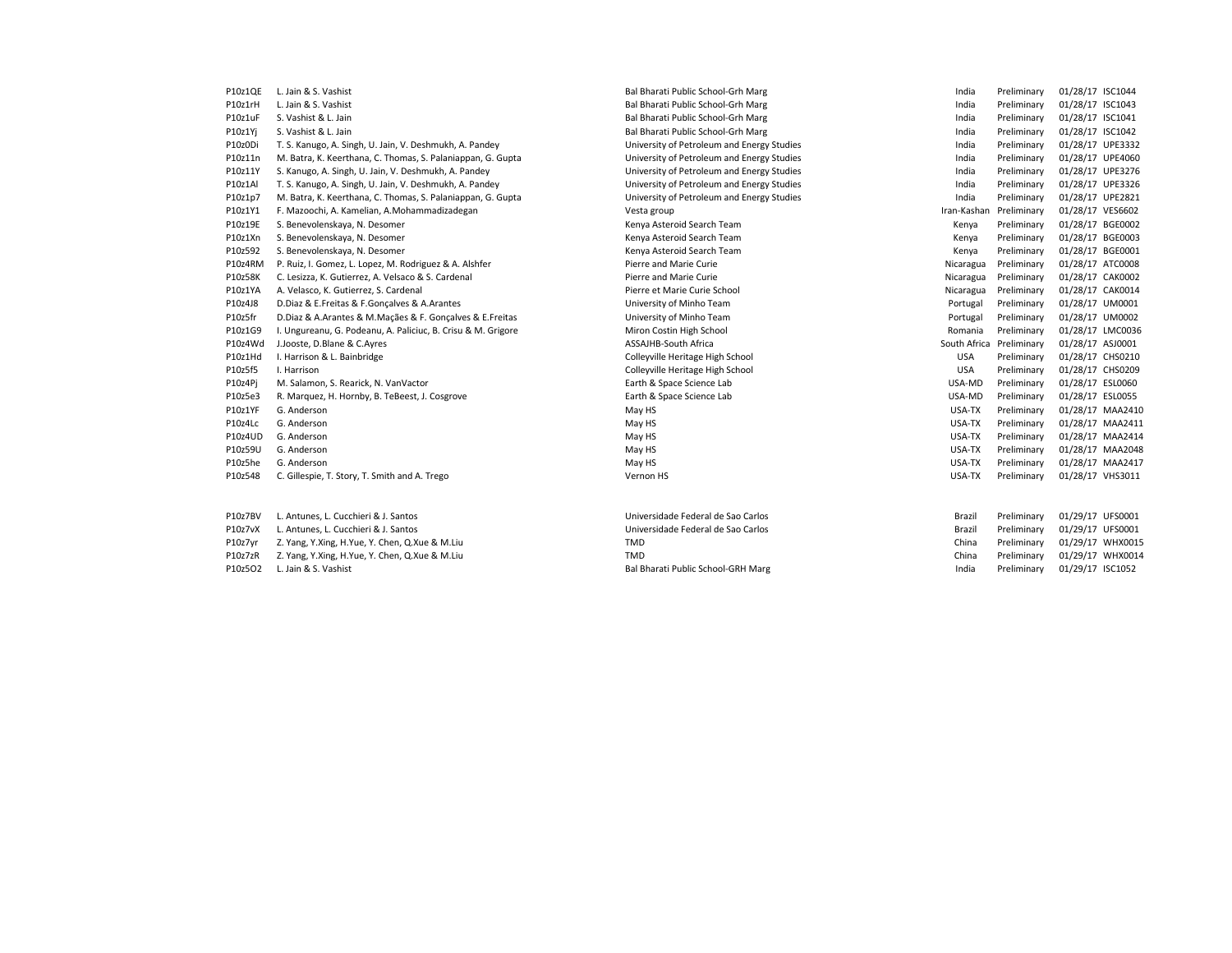| | | | | | | |
|---|---|---|---|---|---|---|
| P10z1QE | L. Jain & S. Vashist | Bal Bharati Public School-Grh Marg | India | Preliminary | 01/28/17 | ISC1044 |
| P10z1rH | L. Jain & S. Vashist | Bal Bharati Public School-Grh Marg | India | Preliminary | 01/28/17 | ISC1043 |
| P10z1uF | S. Vashist & L. Jain | Bal Bharati Public School-Grh Marg | India | Preliminary | 01/28/17 | ISC1041 |
| P10z1Yj | S. Vashist & L. Jain | Bal Bharati Public School-Grh Marg | India | Preliminary | 01/28/17 | ISC1042 |
| P10z0Di | T. S. Kanugo, A. Singh, U. Jain, V. Deshmukh, A. Pandey | University of Petroleum and Energy Studies | India | Preliminary | 01/28/17 | UPE3332 |
| P10z11n | M. Batra, K. Keerthana, C. Thomas, S. Palaniappan, G. Gupta | University of Petroleum and Energy Studies | India | Preliminary | 01/28/17 | UPE4060 |
| P10z11Y | S. Kanugo, A. Singh, U. Jain, V. Deshmukh, A. Pandey | University of Petroleum and Energy Studies | India | Preliminary | 01/28/17 | UPE3276 |
| P10z1Al | T. S. Kanugo, A. Singh, U. Jain, V. Deshmukh, A. Pandey | University of Petroleum and Energy Studies | India | Preliminary | 01/28/17 | UPE3326 |
| P10z1p7 | M. Batra, K. Keerthana, C. Thomas, S. Palaniappan, G. Gupta | University of Petroleum and Energy Studies | India | Preliminary | 01/28/17 | UPE2821 |
| P10z1Y1 | F. Mazoochi, A. Kamelian, A.Mohammadizadegan | Vesta group | Iran-Kashan | Preliminary | 01/28/17 | VES6602 |
| P10z19E | S. Benevolenskaya, N. Desomer | Kenya Asteroid Search Team | Kenya | Preliminary | 01/28/17 | BGE0002 |
| P10z1Xn | S. Benevolenskaya, N. Desomer | Kenya Asteroid Search Team | Kenya | Preliminary | 01/28/17 | BGE0003 |
| P10z592 | S. Benevolenskaya, N. Desomer | Kenya Asteroid Search Team | Kenya | Preliminary | 01/28/17 | BGE0001 |
| P10z4RM | P. Ruiz, I. Gomez, L. Lopez, M. Rodriguez & A. Alshfer | Pierre and Marie Curie | Nicaragua | Preliminary | 01/28/17 | ATC0008 |
| P10z58K | C. Lesizza, K. Gutierrez, A. Velsaco & S. Cardenal | Pierre and Marie Curie | Nicaragua | Preliminary | 01/28/17 | CAK0002 |
| P10z1YA | A. Velasco, K. Gutierrez, S. Cardenal | Pierre et Marie Curie School | Nicaragua | Preliminary | 01/28/17 | CAK0014 |
| P10z4J8 | D.Diaz & E.Freitas & F.Gonçalves & A.Arantes | University of Minho Team | Portugal | Preliminary | 01/28/17 | UM0001 |
| P10z5fr | D.Diaz & A.Arantes & M.Mações & F. Gonçalves & E.Freitas | University of Minho Team | Portugal | Preliminary | 01/28/17 | UM0002 |
| P10z1G9 | I. Ungureanu, G. Podeanu, A. Paliciuc, B. Crisu & M. Grigore | Miron Costin High School | Romania | Preliminary | 01/28/17 | LMC0036 |
| P10z4Wd | J.Jooste, D.Blane & C.Ayres | ASSAJHB-South Africa | South Africa | Preliminary | 01/28/17 | ASJ0001 |
| P10z1Hd | I. Harrison & L. Bainbridge | Colleyville Heritage High School | USA | Preliminary | 01/28/17 | CHS0210 |
| P10z5f5 | I. Harrison | Colleyville Heritage High School | USA | Preliminary | 01/28/17 | CHS0209 |
| P10z4Pj | M. Salamon, S. Rearick, N. VanVactor | Earth & Space Science Lab | USA-MD | Preliminary | 01/28/17 | ESL0060 |
| P10z5e3 | R. Marquez, H. Hornby, B. TeBeest, J. Cosgrove | Earth & Space Science Lab | USA-MD | Preliminary | 01/28/17 | ESL0055 |
| P10z1YF | G. Anderson | May HS | USA-TX | Preliminary | 01/28/17 | MAA2410 |
| P10z4Lc | G. Anderson | May HS | USA-TX | Preliminary | 01/28/17 | MAA2411 |
| P10z4UD | G. Anderson | May HS | USA-TX | Preliminary | 01/28/17 | MAA2414 |
| P10z59U | G. Anderson | May HS | USA-TX | Preliminary | 01/28/17 | MAA2048 |
| P10z5he | G. Anderson | May HS | USA-TX | Preliminary | 01/28/17 | MAA2417 |
| P10z548 | C. Gillespie, T. Story, T. Smith and A. Trego | Vernon HS | USA-TX | Preliminary | 01/28/17 | VHS3011 |
| | | | | | | |
| P10z7BV | L. Antunes, L. Cucchieri & J. Santos | Universidade Federal de Sao Carlos | Brazil | Preliminary | 01/29/17 | UFS0001 |
| P10z7vX | L. Antunes, L. Cucchieri & J. Santos | Universidade Federal de Sao Carlos | Brazil | Preliminary | 01/29/17 | UFS0001 |
| P10z7yr | Z. Yang, Y.Xing, H.Yue, Y. Chen, Q.Xue & M.Liu | TMD | China | Preliminary | 01/29/17 | WHX0015 |
| P10z7zR | Z. Yang, Y.Xing, H.Yue, Y. Chen, Q.Xue & M.Liu | TMD | China | Preliminary | 01/29/17 | WHX0014 |
| P10z5O2 | L. Jain & S. Vashist | Bal Bharati Public School-GRH Marg | India | Preliminary | 01/29/17 | ISC1052 |